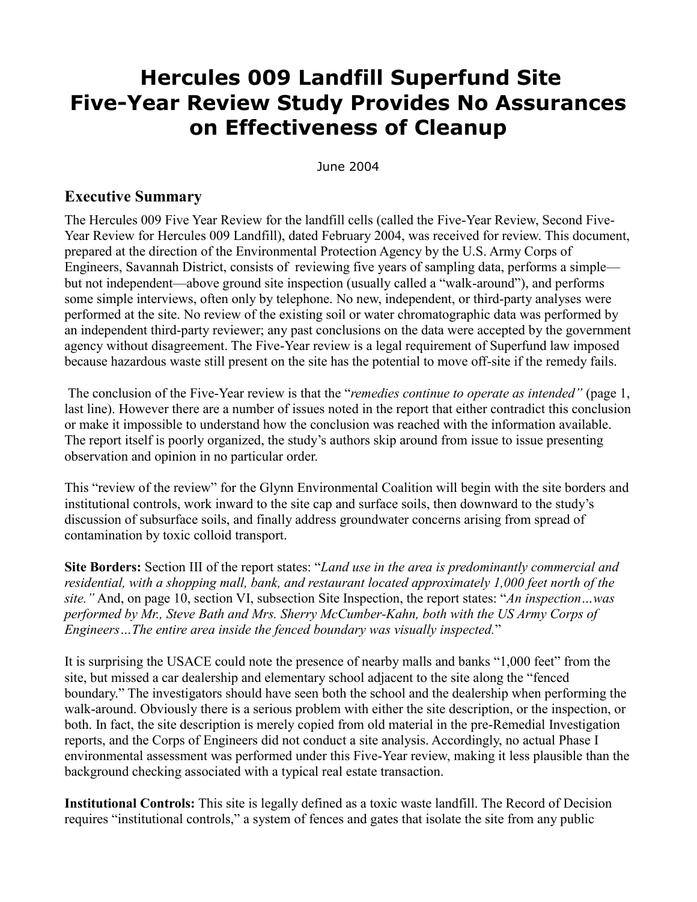# Hercules 009 Landfill Superfund Site Five-Year Review Study Provides No Assurances on Effectiveness of Cleanup

June 2004

## Executive Summary

The Hercules 009 Five Year Review for the landfill cells (called the Five-Year Review, Second Five-Year Review for Hercules 009 Landfill), dated February 2004, was received for review. This document, prepared at the direction of the Environmental Protection Agency by the U.S. Army Corps of Engineers, Savannah District, consists of reviewing five years of sampling data, performs a simple—but not independent—above ground site inspection (usually called a "walk-around"), and performs some simple interviews, often only by telephone. No new, independent, or third-party analyses were performed at the site. No review of the existing soil or water chromatographic data was performed by an independent third-party reviewer; any past conclusions on the data were accepted by the government agency without disagreement. The Five-Year review is a legal requirement of Superfund law imposed because hazardous waste still present on the site has the potential to move off-site if the remedy fails.

The conclusion of the Five-Year review is that the "*remedies continue to operate as intended"* (page 1, last line). However there are a number of issues noted in the report that either contradict this conclusion or make it impossible to understand how the conclusion was reached with the information available. The report itself is poorly organized, the study's authors skip around from issue to issue presenting observation and opinion in no particular order.

This "review of the review" for the Glynn Environmental Coalition will begin with the site borders and institutional controls, work inward to the site cap and surface soils, then downward to the study's discussion of subsurface soils, and finally address groundwater concerns arising from spread of contamination by toxic colloid transport.

**Site Borders:** Section III of the report states: "*Land use in the area is predominantly commercial and residential, with a shopping mall, bank, and restaurant located approximately 1,000 feet north of the site."* And, on page 10, section VI, subsection Site Inspection, the report states: "*An inspection…was performed by Mr., Steve Bath and Mrs. Sherry McCumber-Kahn, both with the US Army Corps of Engineers…The entire area inside the fenced boundary was visually inspected.*"

It is surprising the USACE could note the presence of nearby malls and banks "1,000 feet" from the site, but missed a car dealership and elementary school adjacent to the site along the "fenced boundary." The investigators should have seen both the school and the dealership when performing the walk-around. Obviously there is a serious problem with either the site description, or the inspection, or both. In fact, the site description is merely copied from old material in the pre-Remedial Investigation reports, and the Corps of Engineers did not conduct a site analysis. Accordingly, no actual Phase I environmental assessment was performed under this Five-Year review, making it less plausible than the background checking associated with a typical real estate transaction.

**Institutional Controls:** This site is legally defined as a toxic waste landfill. The Record of Decision requires "institutional controls," a system of fences and gates that isolate the site from any public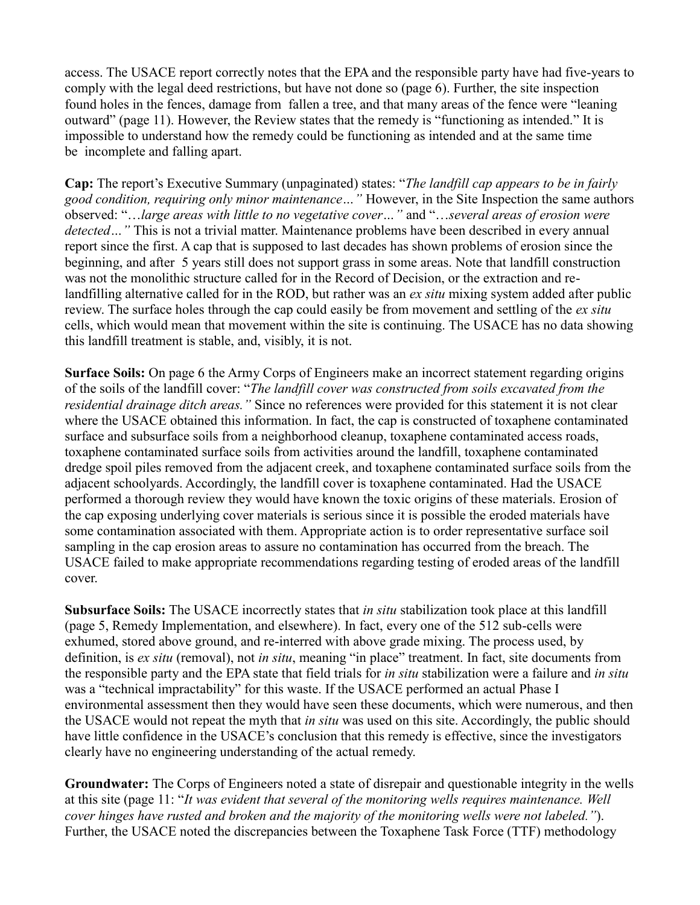access. The USACE report correctly notes that the EPA and the responsible party have had five-years to comply with the legal deed restrictions, but have not done so (page 6). Further, the site inspection found holes in the fences, damage from fallen a tree, and that many areas of the fence were "leaning outward" (page 11). However, the Review states that the remedy is "functioning as intended." It is impossible to understand how the remedy could be functioning as intended and at the same time be incomplete and falling apart.

**Cap:** The report's Executive Summary (unpaginated) states: "*The landfill cap appears to be in fairly good condition, requiring only minor maintenance…"* However, in the Site Inspection the same authors observed: "*…large areas with little to no vegetative cover…"* and "*…several areas of erosion were detected…"* This is not a trivial matter. Maintenance problems have been described in every annual report since the first. A cap that is supposed to last decades has shown problems of erosion since the beginning, and after 5 years still does not support grass in some areas. Note that landfill construction was not the monolithic structure called for in the Record of Decision, or the extraction and re-landfilling alternative called for in the ROD, but rather was an *ex situ* mixing system added after public review. The surface holes through the cap could easily be from movement and settling of the *ex situ* cells, which would mean that movement within the site is continuing. The USACE has no data showing this landfill treatment is stable, and, visibly, it is not.

**Surface Soils:** On page 6 the Army Corps of Engineers make an incorrect statement regarding origins of the soils of the landfill cover: "*The landfill cover was constructed from soils excavated from the residential drainage ditch areas."* Since no references were provided for this statement it is not clear where the USACE obtained this information. In fact, the cap is constructed of toxaphene contaminated surface and subsurface soils from a neighborhood cleanup, toxaphene contaminated access roads, toxaphene contaminated surface soils from activities around the landfill, toxaphene contaminated dredge spoil piles removed from the adjacent creek, and toxaphene contaminated surface soils from the adjacent schoolyards. Accordingly, the landfill cover is toxaphene contaminated. Had the USACE performed a thorough review they would have known the toxic origins of these materials. Erosion of the cap exposing underlying cover materials is serious since it is possible the eroded materials have some contamination associated with them. Appropriate action is to order representative surface soil sampling in the cap erosion areas to assure no contamination has occurred from the breach. The USACE failed to make appropriate recommendations regarding testing of eroded areas of the landfill cover.

**Subsurface Soils:** The USACE incorrectly states that *in situ* stabilization took place at this landfill (page 5, Remedy Implementation, and elsewhere). In fact, every one of the 512 sub-cells were exhumed, stored above ground, and re-interred with above grade mixing. The process used, by definition, is *ex situ* (removal), not *in situ*, meaning "in place" treatment. In fact, site documents from the responsible party and the EPA state that field trials for *in situ* stabilization were a failure and *in situ* was a "technical impractability" for this waste. If the USACE performed an actual Phase I environmental assessment then they would have seen these documents, which were numerous, and then the USACE would not repeat the myth that *in situ* was used on this site. Accordingly, the public should have little confidence in the USACE's conclusion that this remedy is effective, since the investigators clearly have no engineering understanding of the actual remedy.

**Groundwater:** The Corps of Engineers noted a state of disrepair and questionable integrity in the wells at this site (page 11: "*It was evident that several of the monitoring wells requires maintenance. Well cover hinges have rusted and broken and the majority of the monitoring wells were not labeled."*). Further, the USACE noted the discrepancies between the Toxaphene Task Force (TTF) methodology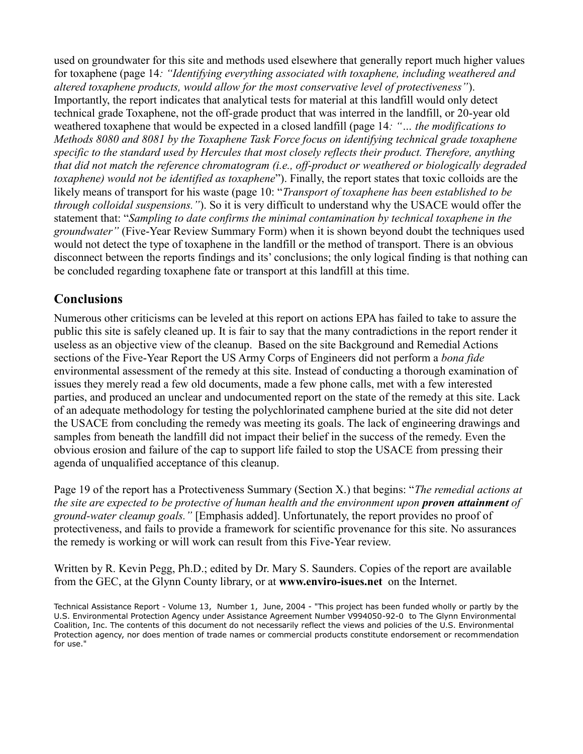used on groundwater for this site and methods used elsewhere that generally report much higher values for toxaphene (page 14*: "Identifying everything associated with toxaphene, including weathered and altered toxaphene products, would allow for the most conservative level of protectiveness"*). Importantly, the report indicates that analytical tests for material at this landfill would only detect technical grade Toxaphene, not the off-grade product that was interred in the landfill, or 20-year old weathered toxaphene that would be expected in a closed landfill (page 14*: "… the modifications to Methods 8080 and 8081 by the Toxaphene Task Force focus on identifying technical grade toxaphene specific to the standard used by Hercules that most closely reflects their product. Therefore, anything that did not match the reference chromatogram (i.e., off-product or weathered or biologically degraded toxaphene) would not be identified as toxaphene*"). Finally, the report states that toxic colloids are the likely means of transport for his waste (page 10: "*Transport of toxaphene has been established to be through colloidal suspensions."*). So it is very difficult to understand why the USACE would offer the statement that: "*Sampling to date confirms the minimal contamination by technical toxaphene in the groundwater"* (Five-Year Review Summary Form) when it is shown beyond doubt the techniques used would not detect the type of toxaphene in the landfill or the method of transport. There is an obvious disconnect between the reports findings and its' conclusions; the only logical finding is that nothing can be concluded regarding toxaphene fate or transport at this landfill at this time.

## Conclusions

Numerous other criticisms can be leveled at this report on actions EPA has failed to take to assure the public this site is safely cleaned up. It is fair to say that the many contradictions in the report render it useless as an objective view of the cleanup. Based on the site Background and Remedial Actions sections of the Five-Year Report the US Army Corps of Engineers did not perform a *bona fide* environmental assessment of the remedy at this site. Instead of conducting a thorough examination of issues they merely read a few old documents, made a few phone calls, met with a few interested parties, and produced an unclear and undocumented report on the state of the remedy at this site. Lack of an adequate methodology for testing the polychlorinated camphene buried at the site did not deter the USACE from concluding the remedy was meeting its goals. The lack of engineering drawings and samples from beneath the landfill did not impact their belief in the success of the remedy. Even the obvious erosion and failure of the cap to support life failed to stop the USACE from pressing their agenda of unqualified acceptance of this cleanup.

Page 19 of the report has a Protectiveness Summary (Section X.) that begins: "*The remedial actions at the site are expected to be protective of human health and the environment upon* ***proven attainment*** *of ground-water cleanup goals."* [Emphasis added]. Unfortunately, the report provides no proof of protectiveness, and fails to provide a framework for scientific provenance for this site. No assurances the remedy is working or will work can result from this Five-Year review.

Written by R. Kevin Pegg, Ph.D.; edited by Dr. Mary S. Saunders. Copies of the report are available from the GEC, at the Glynn County library, or at **www.enviro-isues.net** on the Internet.

Technical Assistance Report - Volume 13, Number 1, June, 2004 - "This project has been funded wholly or partly by the U.S. Environmental Protection Agency under Assistance Agreement Number V994050-92-0 to The Glynn Environmental Coalition, Inc. The contents of this document do not necessarily reflect the views and policies of the U.S. Environmental Protection agency, nor does mention of trade names or commercial products constitute endorsement or recommendation for use."